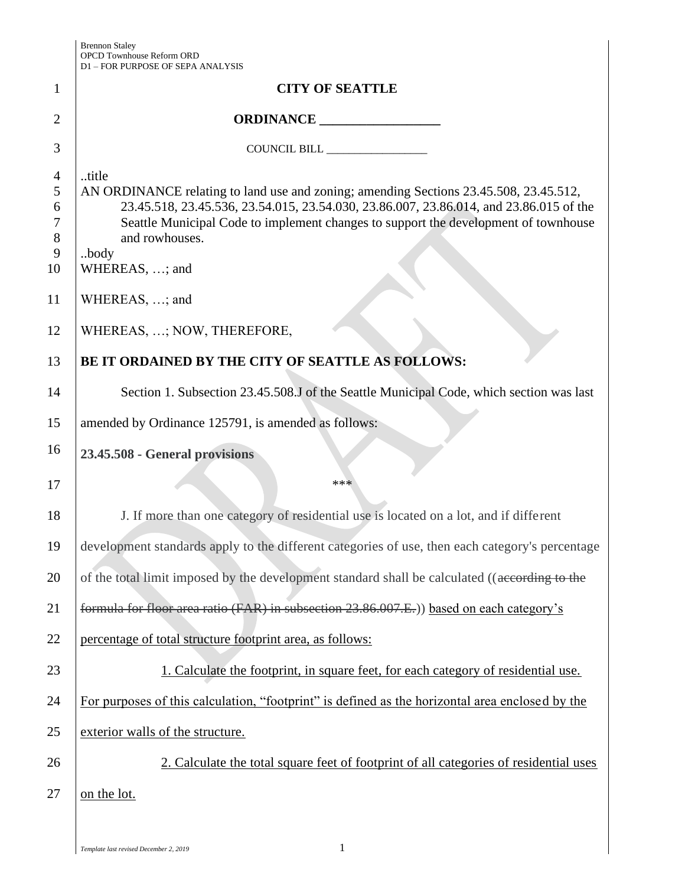# CITY OF SEATTLE

## ORDINANCE __________________

COUNCIL BILL __________________

..title

AN ORDINANCE relating to land use and zoning; amending Sections 23.45.508, 23.45.512, 23.45.518, 23.45.536, 23.54.015, 23.54.030, 23.86.007, 23.86.014, and 23.86.015 of the Seattle Municipal Code to implement changes to support the development of townhouse and rowhouses.

..body

WHEREAS, …; and

WHEREAS, …; and

WHEREAS, …; NOW, THEREFORE,

**BE IT ORDAINED BY THE CITY OF SEATTLE AS FOLLOWS:**

Section 1. Subsection 23.45.508.J of the Seattle Municipal Code, which section was last amended by Ordinance 125791, is amended as follows:

**23.45.508 - General provisions**

\*\*\*

J. If more than one category of residential use is located on a lot, and if different development standards apply to the different categories of use, then each category's percentage of the total limit imposed by the development standard shall be calculated ((~~according to the formula for floor area ratio (FAR) in subsection 23.86.007.E.~~)) <u>based on each category's percentage of total structure footprint area, as follows:</u>

<u>1. Calculate the footprint, in square feet, for each category of residential use. For purposes of this calculation, "footprint" is defined as the horizontal area enclosed by the exterior walls of the structure.</u>

<u>2. Calculate the total square feet of footprint of all categories of residential uses on the lot.</u>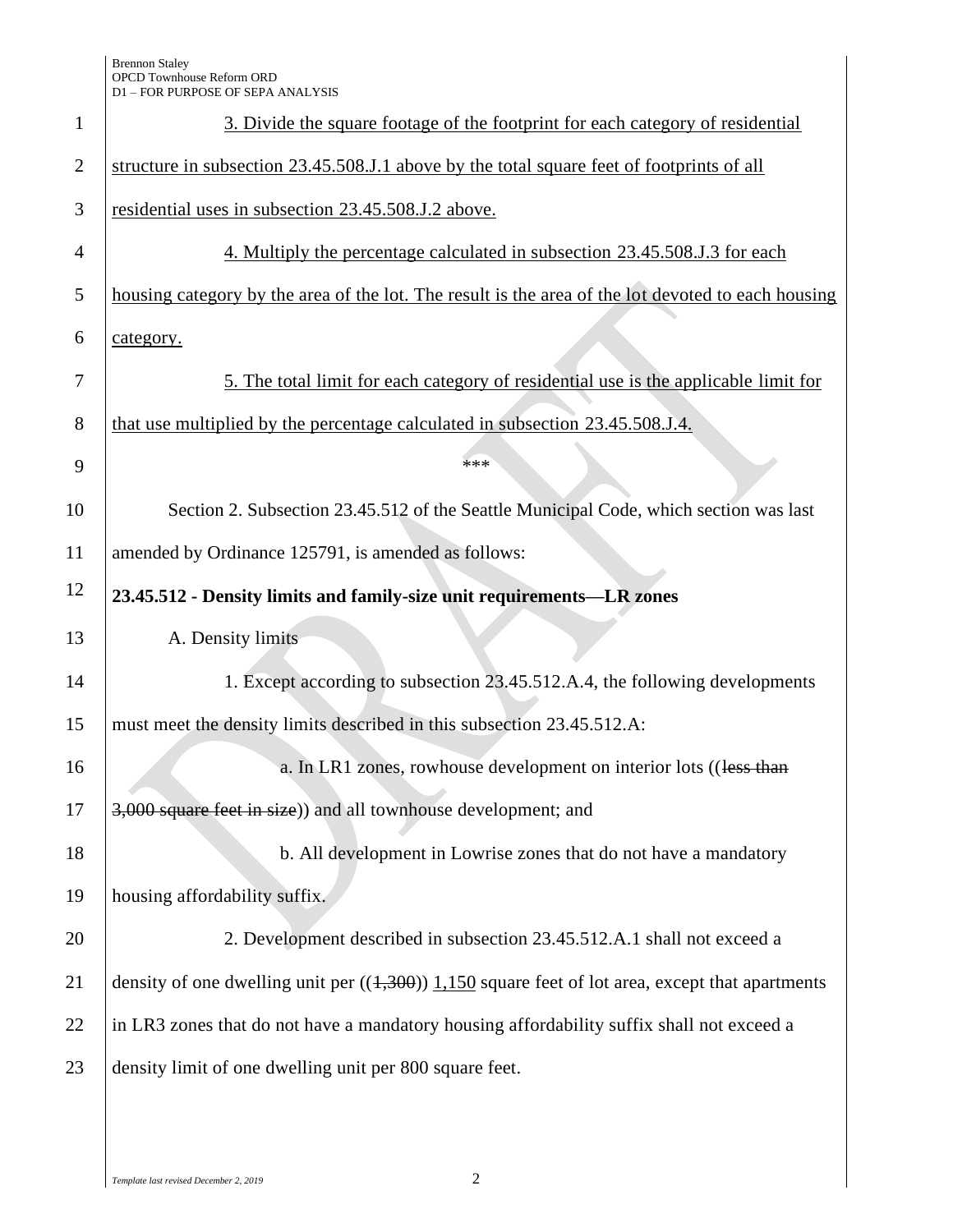3. Divide the square footage of the footprint for each category of residential structure in subsection 23.45.508.J.1 above by the total square feet of footprints of all residential uses in subsection 23.45.508.J.2 above.

4. Multiply the percentage calculated in subsection 23.45.508.J.3 for each housing category by the area of the lot. The result is the area of the lot devoted to each housing category.

5. The total limit for each category of residential use is the applicable limit for that use multiplied by the percentage calculated in subsection 23.45.508.J.4.

***

Section 2. Subsection 23.45.512 of the Seattle Municipal Code, which section was last amended by Ordinance 125791, is amended as follows:

**23.45.512 - Density limits and family-size unit requirements—LR zones**

A. Density limits

1. Except according to subsection 23.45.512.A.4, the following developments must meet the density limits described in this subsection 23.45.512.A:

a. In LR1 zones, rowhouse development on interior lots ((~~less than 3,000 square feet in size~~)) and all townhouse development; and

b. All development in Lowrise zones that do not have a mandatory housing affordability suffix.

2. Development described in subsection 23.45.512.A.1 shall not exceed a density of one dwelling unit per ((~~1,300~~)) 1,150 square feet of lot area, except that apartments in LR3 zones that do not have a mandatory housing affordability suffix shall not exceed a density limit of one dwelling unit per 800 square feet.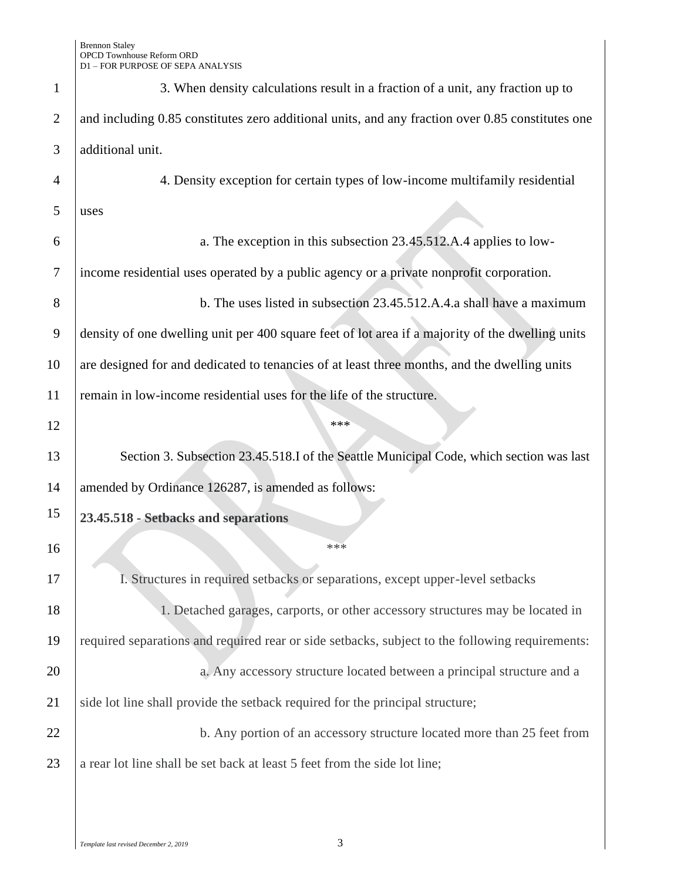3. When density calculations result in a fraction of a unit, any fraction up to and including 0.85 constitutes zero additional units, and any fraction over 0.85 constitutes one additional unit.

4. Density exception for certain types of low-income multifamily residential uses

a. The exception in this subsection 23.45.512.A.4 applies to low-income residential uses operated by a public agency or a private nonprofit corporation.

b. The uses listed in subsection 23.45.512.A.4.a shall have a maximum density of one dwelling unit per 400 square feet of lot area if a majority of the dwelling units are designed for and dedicated to tenancies of at least three months, and the dwelling units remain in low-income residential uses for the life of the structure.

***

Section 3. Subsection 23.45.518.I of the Seattle Municipal Code, which section was last amended by Ordinance 126287, is amended as follows:

**23.45.518 - Setbacks and separations**

***

I. Structures in required setbacks or separations, except upper-level setbacks

1. Detached garages, carports, or other accessory structures may be located in required separations and required rear or side setbacks, subject to the following requirements:

a. Any accessory structure located between a principal structure and a side lot line shall provide the setback required for the principal structure;

b. Any portion of an accessory structure located more than 25 feet from a rear lot line shall be set back at least 5 feet from the side lot line;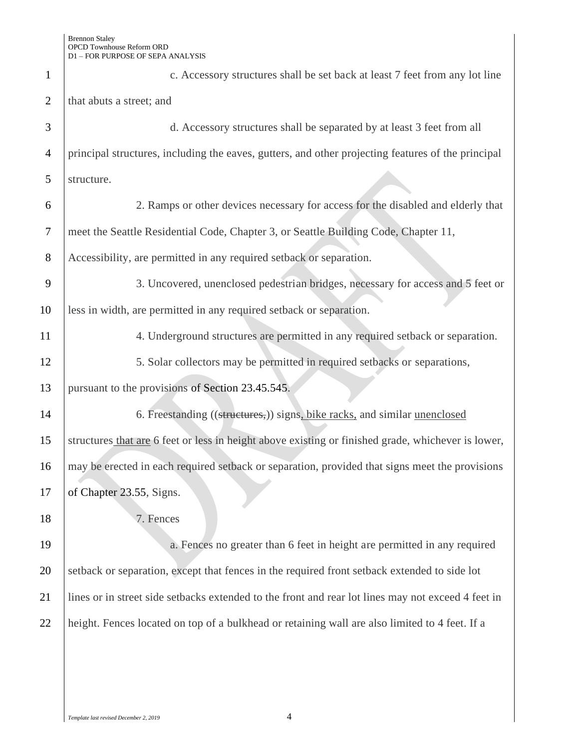c. Accessory structures shall be set back at least 7 feet from any lot line that abuts a street; and

d. Accessory structures shall be separated by at least 3 feet from all principal structures, including the eaves, gutters, and other projecting features of the principal structure.

2. Ramps or other devices necessary for access for the disabled and elderly that meet the Seattle Residential Code, Chapter 3, or Seattle Building Code, Chapter 11, Accessibility, are permitted in any required setback or separation.

3. Uncovered, unenclosed pedestrian bridges, necessary for access and 5 feet or less in width, are permitted in any required setback or separation.

4. Underground structures are permitted in any required setback or separation.

5. Solar collectors may be permitted in required setbacks or separations, pursuant to the provisions of Section 23.45.545.

6. Freestanding ((~~structures,~~)) signs<u>, bike racks,</u> and similar <u>unenclosed</u> structures<u> that are</u> 6 feet or less in height above existing or finished grade, whichever is lower, may be erected in each required setback or separation, provided that signs meet the provisions of Chapter 23.55, Signs.

7. Fences

a. Fences no greater than 6 feet in height are permitted in any required setback or separation, except that fences in the required front setback extended to side lot lines or in street side setbacks extended to the front and rear lot lines may not exceed 4 feet in height. Fences located on top of a bulkhead or retaining wall are also limited to 4 feet. If a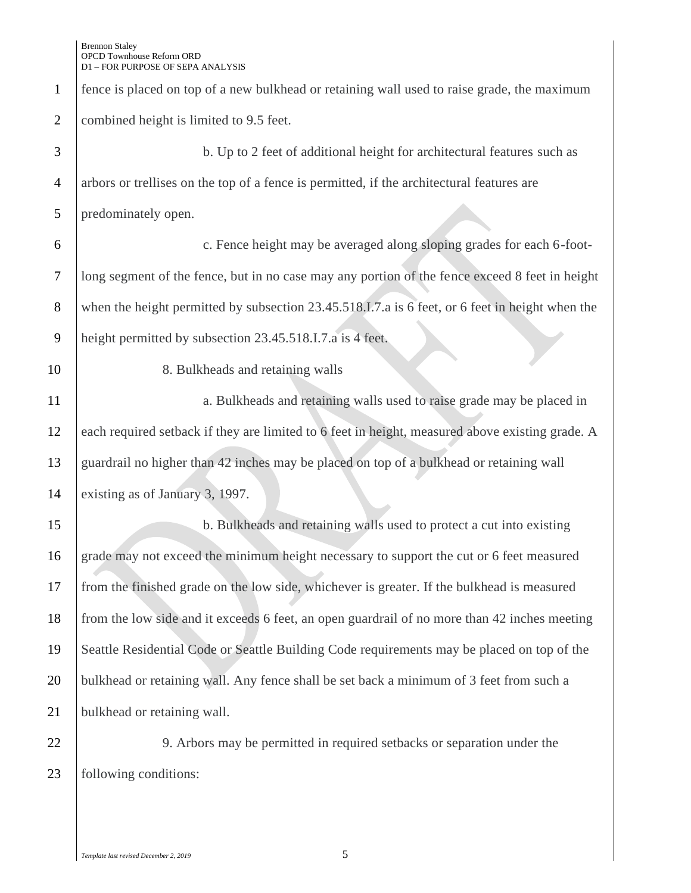fence is placed on top of a new bulkhead or retaining wall used to raise grade, the maximum combined height is limited to 9.5 feet.

b. Up to 2 feet of additional height for architectural features such as arbors or trellises on the top of a fence is permitted, if the architectural features are predominately open.

c. Fence height may be averaged along sloping grades for each 6-foot-long segment of the fence, but in no case may any portion of the fence exceed 8 feet in height when the height permitted by subsection 23.45.518.I.7.a is 6 feet, or 6 feet in height when the height permitted by subsection 23.45.518.I.7.a is 4 feet.

8. Bulkheads and retaining walls

a. Bulkheads and retaining walls used to raise grade may be placed in each required setback if they are limited to 6 feet in height, measured above existing grade. A guardrail no higher than 42 inches may be placed on top of a bulkhead or retaining wall existing as of January 3, 1997.

b. Bulkheads and retaining walls used to protect a cut into existing grade may not exceed the minimum height necessary to support the cut or 6 feet measured from the finished grade on the low side, whichever is greater. If the bulkhead is measured from the low side and it exceeds 6 feet, an open guardrail of no more than 42 inches meeting Seattle Residential Code or Seattle Building Code requirements may be placed on top of the bulkhead or retaining wall. Any fence shall be set back a minimum of 3 feet from such a bulkhead or retaining wall.

9. Arbors may be permitted in required setbacks or separation under the following conditions: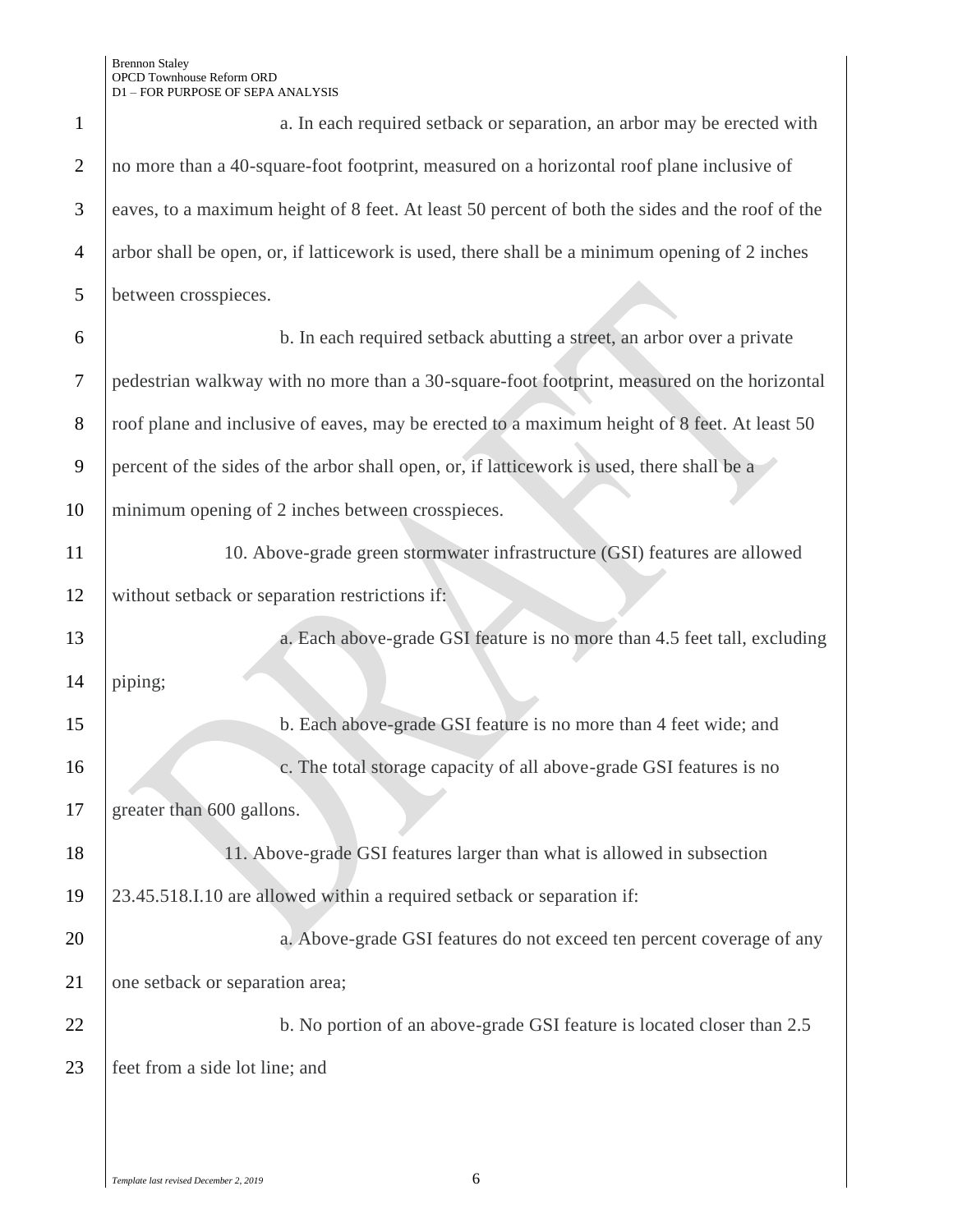a. In each required setback or separation, an arbor may be erected with no more than a 40-square-foot footprint, measured on a horizontal roof plane inclusive of eaves, to a maximum height of 8 feet. At least 50 percent of both the sides and the roof of the arbor shall be open, or, if latticework is used, there shall be a minimum opening of 2 inches between crosspieces.

b. In each required setback abutting a street, an arbor over a private pedestrian walkway with no more than a 30-square-foot footprint, measured on the horizontal roof plane and inclusive of eaves, may be erected to a maximum height of 8 feet. At least 50 percent of the sides of the arbor shall open, or, if latticework is used, there shall be a minimum opening of 2 inches between crosspieces.

10. Above-grade green stormwater infrastructure (GSI) features are allowed without setback or separation restrictions if:

a. Each above-grade GSI feature is no more than 4.5 feet tall, excluding piping;

b. Each above-grade GSI feature is no more than 4 feet wide; and

c. The total storage capacity of all above-grade GSI features is no greater than 600 gallons.

11. Above-grade GSI features larger than what is allowed in subsection 23.45.518.I.10 are allowed within a required setback or separation if:

a. Above-grade GSI features do not exceed ten percent coverage of any one setback or separation area;

b. No portion of an above-grade GSI feature is located closer than 2.5 feet from a side lot line; and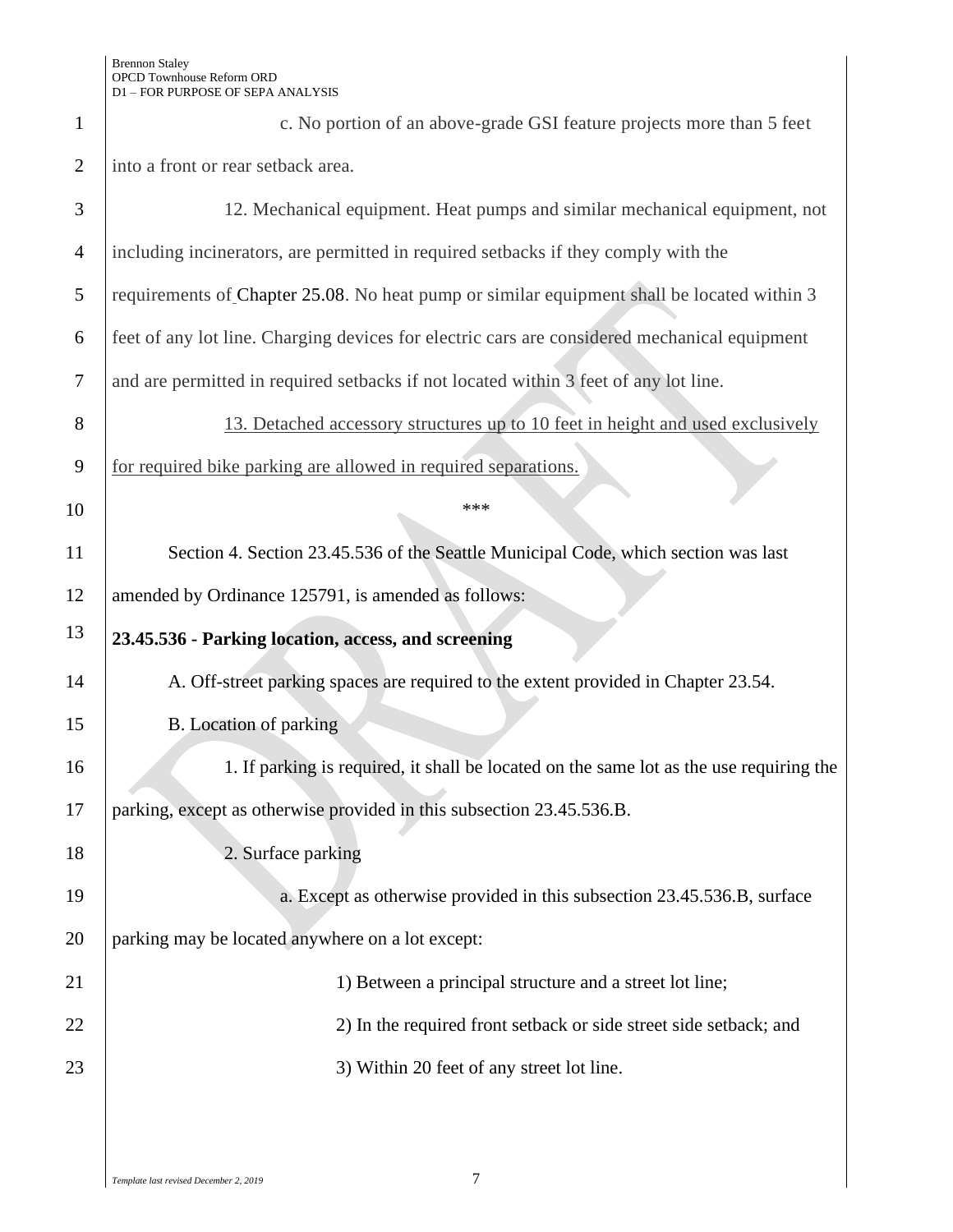c. No portion of an above-grade GSI feature projects more than 5 feet into a front or rear setback area.

12. Mechanical equipment. Heat pumps and similar mechanical equipment, not including incinerators, are permitted in required setbacks if they comply with the requirements of Chapter 25.08. No heat pump or similar equipment shall be located within 3 feet of any lot line. Charging devices for electric cars are considered mechanical equipment and are permitted in required setbacks if not located within 3 feet of any lot line.

13. Detached accessory structures up to 10 feet in height and used exclusively for required bike parking are allowed in required separations.

\*\*\*

Section 4. Section 23.45.536 of the Seattle Municipal Code, which section was last amended by Ordinance 125791, is amended as follows:

**23.45.536 - Parking location, access, and screening**

A. Off-street parking spaces are required to the extent provided in Chapter 23.54.

B. Location of parking

1. If parking is required, it shall be located on the same lot as the use requiring the parking, except as otherwise provided in this subsection 23.45.536.B.

2. Surface parking

a. Except as otherwise provided in this subsection 23.45.536.B, surface parking may be located anywhere on a lot except:

1) Between a principal structure and a street lot line;

2) In the required front setback or side street side setback; and

3) Within 20 feet of any street lot line.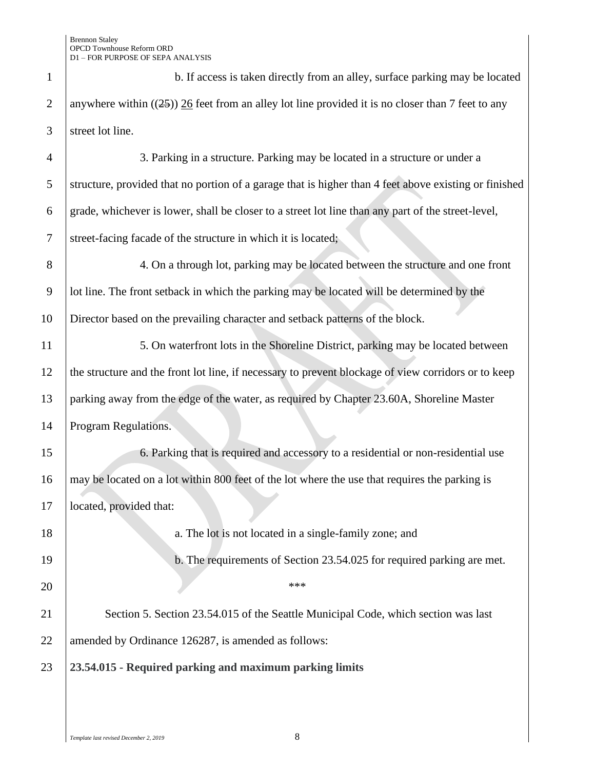b. If access is taken directly from an alley, surface parking may be located anywhere within ((~~25~~)) 26 feet from an alley lot line provided it is no closer than 7 feet to any street lot line.

3. Parking in a structure. Parking may be located in a structure or under a structure, provided that no portion of a garage that is higher than 4 feet above existing or finished grade, whichever is lower, shall be closer to a street lot line than any part of the street-level, street-facing facade of the structure in which it is located;

4. On a through lot, parking may be located between the structure and one front lot line. The front setback in which the parking may be located will be determined by the Director based on the prevailing character and setback patterns of the block.

5. On waterfront lots in the Shoreline District, parking may be located between the structure and the front lot line, if necessary to prevent blockage of view corridors or to keep parking away from the edge of the water, as required by Chapter 23.60A, Shoreline Master Program Regulations.

6. Parking that is required and accessory to a residential or non-residential use may be located on a lot within 800 feet of the lot where the use that requires the parking is located, provided that:

a. The lot is not located in a single-family zone; and

b. The requirements of Section 23.54.025 for required parking are met.

***

Section 5. Section 23.54.015 of the Seattle Municipal Code, which section was last amended by Ordinance 126287, is amended as follows:

**23.54.015 - Required parking and maximum parking limits**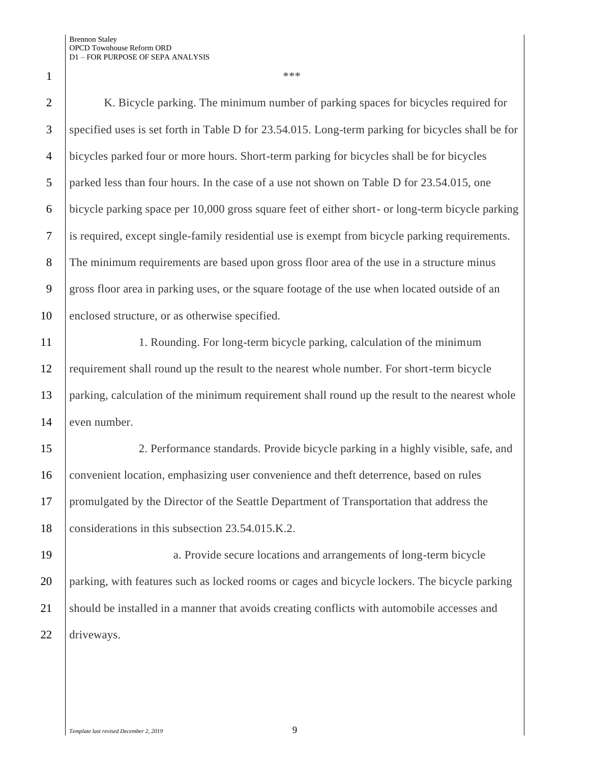\*\*\*

K. Bicycle parking. The minimum number of parking spaces for bicycles required for specified uses is set forth in Table D for 23.54.015. Long-term parking for bicycles shall be for bicycles parked four or more hours. Short-term parking for bicycles shall be for bicycles parked less than four hours. In the case of a use not shown on Table D for 23.54.015, one bicycle parking space per 10,000 gross square feet of either short- or long-term bicycle parking is required, except single-family residential use is exempt from bicycle parking requirements. The minimum requirements are based upon gross floor area of the use in a structure minus gross floor area in parking uses, or the square footage of the use when located outside of an enclosed structure, or as otherwise specified.

1. Rounding. For long-term bicycle parking, calculation of the minimum requirement shall round up the result to the nearest whole number. For short-term bicycle parking, calculation of the minimum requirement shall round up the result to the nearest whole even number.

2. Performance standards. Provide bicycle parking in a highly visible, safe, and convenient location, emphasizing user convenience and theft deterrence, based on rules promulgated by the Director of the Seattle Department of Transportation that address the considerations in this subsection 23.54.015.K.2.

a. Provide secure locations and arrangements of long-term bicycle parking, with features such as locked rooms or cages and bicycle lockers. The bicycle parking should be installed in a manner that avoids creating conflicts with automobile accesses and driveways.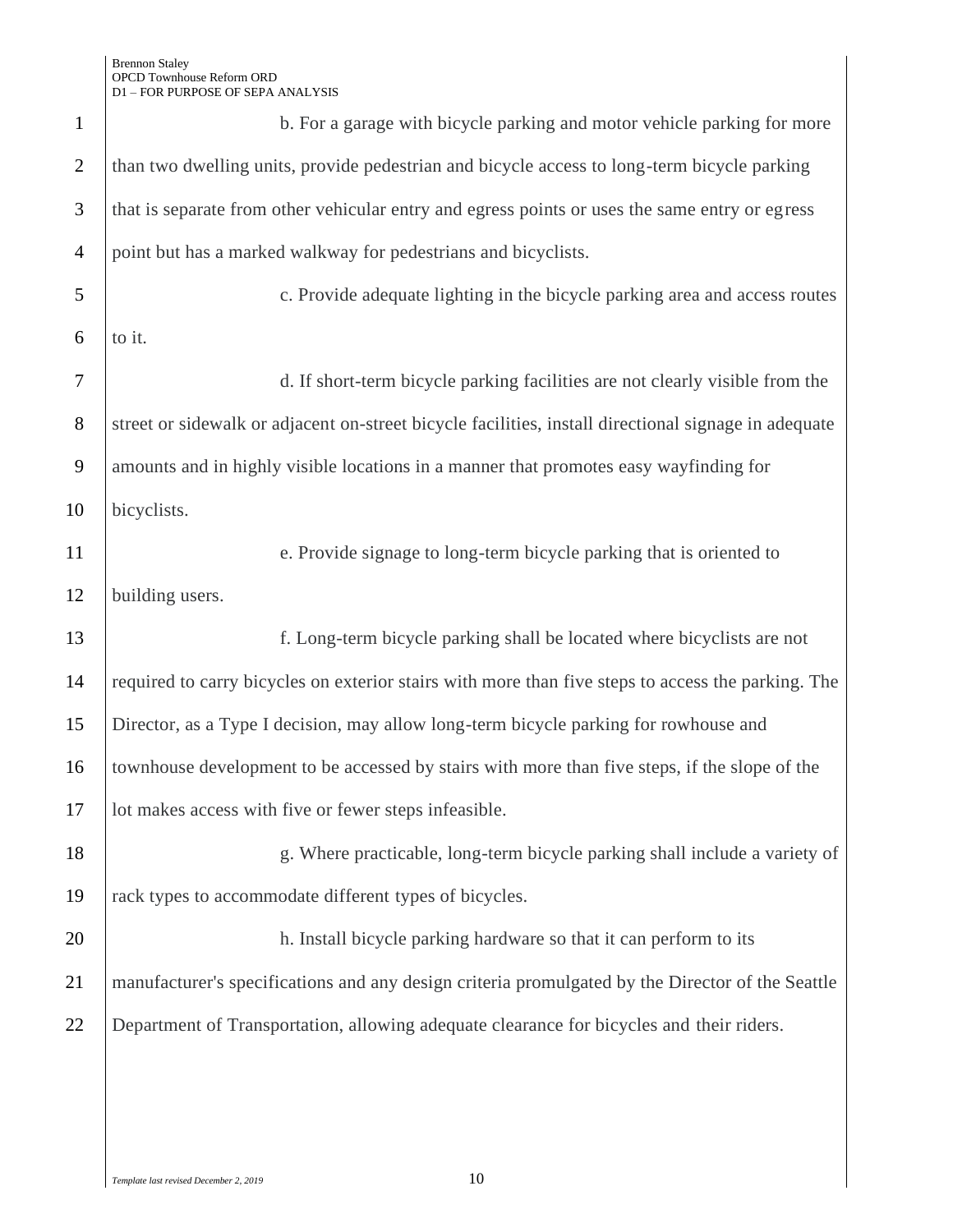b. For a garage with bicycle parking and motor vehicle parking for more than two dwelling units, provide pedestrian and bicycle access to long-term bicycle parking that is separate from other vehicular entry and egress points or uses the same entry or egress point but has a marked walkway for pedestrians and bicyclists.

c. Provide adequate lighting in the bicycle parking area and access routes to it.

d. If short-term bicycle parking facilities are not clearly visible from the street or sidewalk or adjacent on-street bicycle facilities, install directional signage in adequate amounts and in highly visible locations in a manner that promotes easy wayfinding for bicyclists.

e. Provide signage to long-term bicycle parking that is oriented to building users.

f. Long-term bicycle parking shall be located where bicyclists are not required to carry bicycles on exterior stairs with more than five steps to access the parking. The Director, as a Type I decision, may allow long-term bicycle parking for rowhouse and townhouse development to be accessed by stairs with more than five steps, if the slope of the lot makes access with five or fewer steps infeasible.

g. Where practicable, long-term bicycle parking shall include a variety of rack types to accommodate different types of bicycles.

h. Install bicycle parking hardware so that it can perform to its manufacturer's specifications and any design criteria promulgated by the Director of the Seattle Department of Transportation, allowing adequate clearance for bicycles and their riders.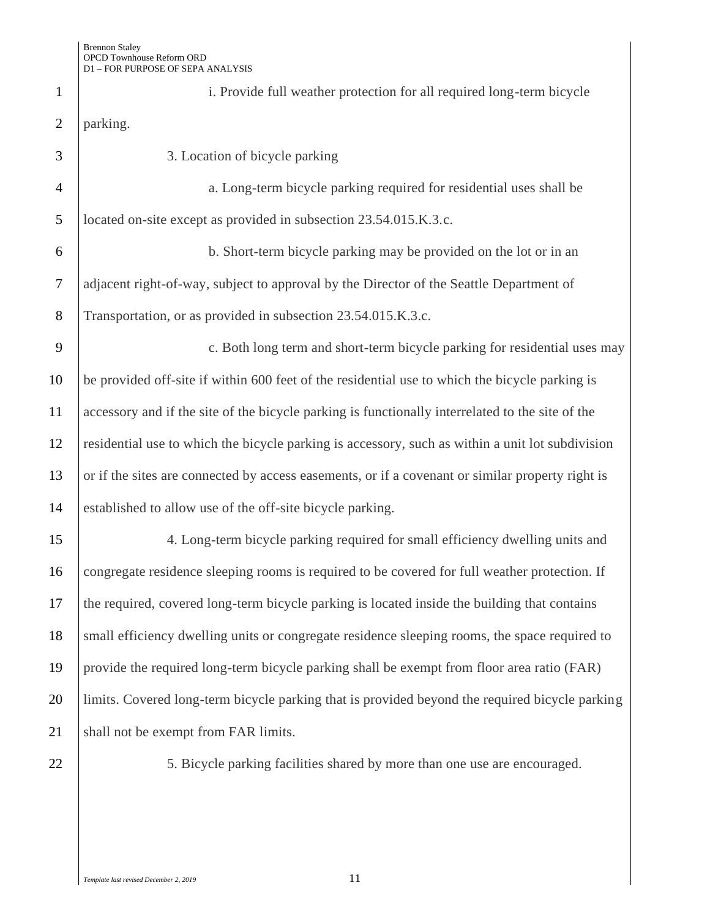i. Provide full weather protection for all required long-term bicycle parking.

3. Location of bicycle parking

a. Long-term bicycle parking required for residential uses shall be located on-site except as provided in subsection 23.54.015.K.3.c.

b. Short-term bicycle parking may be provided on the lot or in an adjacent right-of-way, subject to approval by the Director of the Seattle Department of Transportation, or as provided in subsection 23.54.015.K.3.c.

c. Both long term and short-term bicycle parking for residential uses may be provided off-site if within 600 feet of the residential use to which the bicycle parking is accessory and if the site of the bicycle parking is functionally interrelated to the site of the residential use to which the bicycle parking is accessory, such as within a unit lot subdivision or if the sites are connected by access easements, or if a covenant or similar property right is established to allow use of the off-site bicycle parking.

4. Long-term bicycle parking required for small efficiency dwelling units and congregate residence sleeping rooms is required to be covered for full weather protection. If the required, covered long-term bicycle parking is located inside the building that contains small efficiency dwelling units or congregate residence sleeping rooms, the space required to provide the required long-term bicycle parking shall be exempt from floor area ratio (FAR) limits. Covered long-term bicycle parking that is provided beyond the required bicycle parking shall not be exempt from FAR limits.

5. Bicycle parking facilities shared by more than one use are encouraged.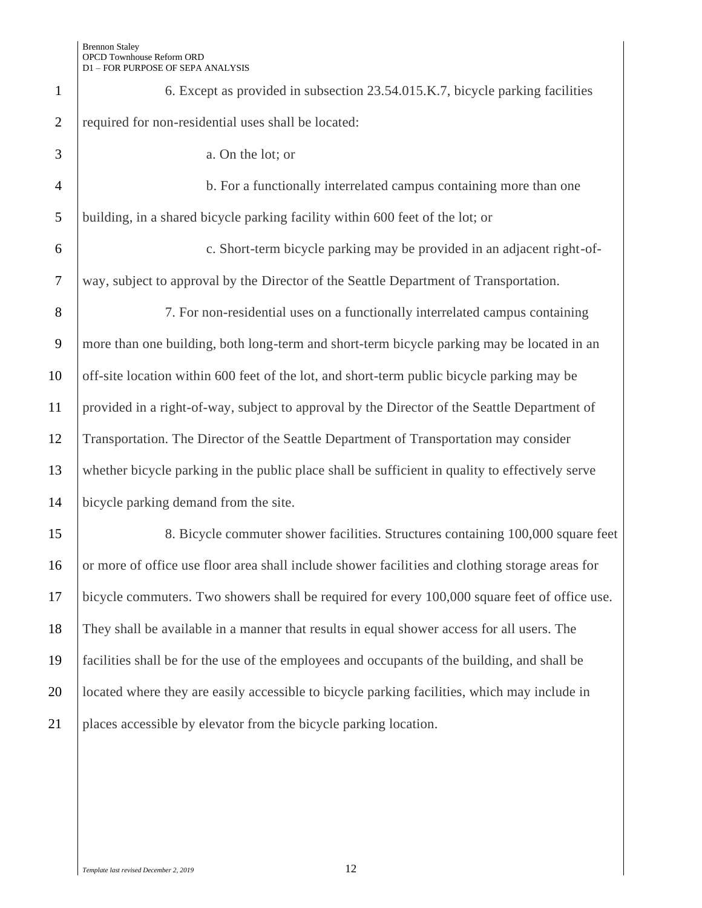6. Except as provided in subsection 23.54.015.K.7, bicycle parking facilities required for non-residential uses shall be located:

a. On the lot; or

b. For a functionally interrelated campus containing more than one building, in a shared bicycle parking facility within 600 feet of the lot; or

c. Short-term bicycle parking may be provided in an adjacent right-of-way, subject to approval by the Director of the Seattle Department of Transportation.

7. For non-residential uses on a functionally interrelated campus containing more than one building, both long-term and short-term bicycle parking may be located in an off-site location within 600 feet of the lot, and short-term public bicycle parking may be provided in a right-of-way, subject to approval by the Director of the Seattle Department of Transportation. The Director of the Seattle Department of Transportation may consider whether bicycle parking in the public place shall be sufficient in quality to effectively serve bicycle parking demand from the site.

8. Bicycle commuter shower facilities. Structures containing 100,000 square feet or more of office use floor area shall include shower facilities and clothing storage areas for bicycle commuters. Two showers shall be required for every 100,000 square feet of office use. They shall be available in a manner that results in equal shower access for all users. The facilities shall be for the use of the employees and occupants of the building, and shall be located where they are easily accessible to bicycle parking facilities, which may include in places accessible by elevator from the bicycle parking location.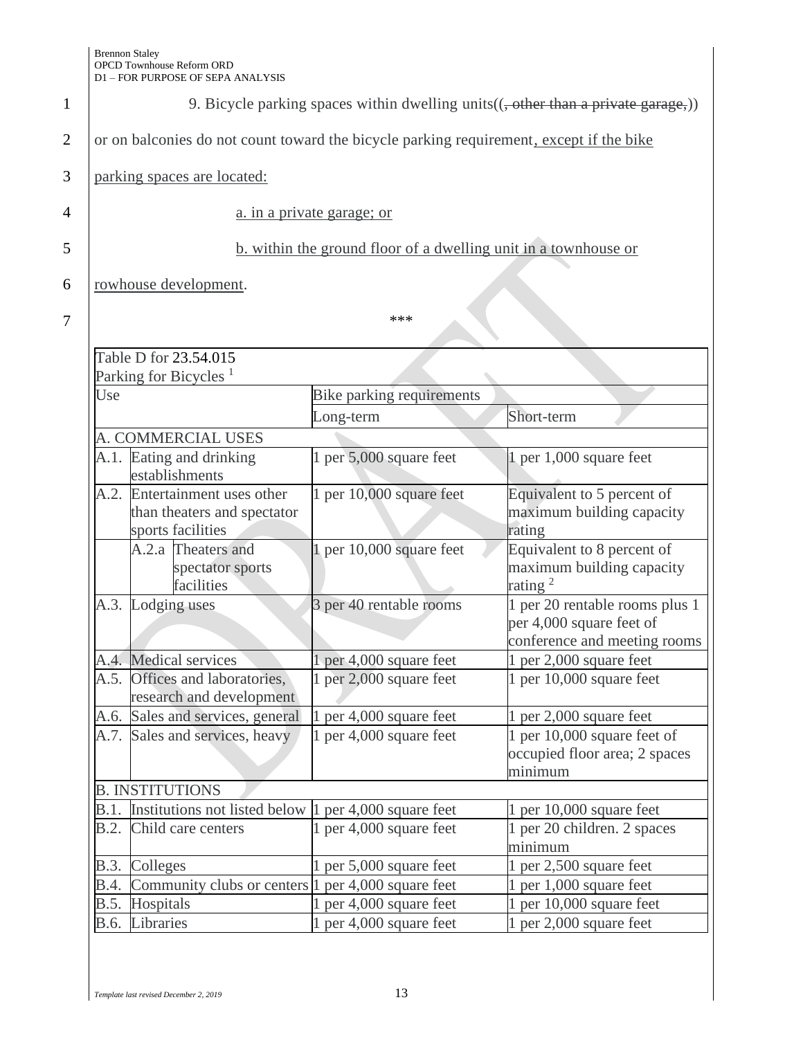9. Bicycle parking spaces within dwelling units((, other than a private garage,)) or on balconies do not count toward the bicycle parking requirement, except if the bike parking spaces are located:

a. in a private garage; or

b. within the ground floor of a dwelling unit in a townhouse or rowhouse development.

\*\*\*

| Table D for 23.54.015 Parking for Bicycles [1] | | |
|---|---|---|
| Use | Bike parking requirements | |
| | Long-term | Short-term |
| A. COMMERCIAL USES | | |
| A.1. Eating and drinking establishments | 1 per 5,000 square feet | 1 per 1,000 square feet |
| A.2. Entertainment uses other than theaters and spectator sports facilities | 1 per 10,000 square feet | Equivalent to 5 percent of maximum building capacity rating |
| A.2.a Theaters and spectator sports facilities | 1 per 10,000 square feet | Equivalent to 8 percent of maximum building capacity rating [2] |
| A.3. Lodging uses | 3 per 40 rentable rooms | 1 per 20 rentable rooms plus 1 per 4,000 square feet of conference and meeting rooms |
| A.4. Medical services | 1 per 4,000 square feet | 1 per 2,000 square feet |
| A.5. Offices and laboratories, research and development | 1 per 2,000 square feet | 1 per 10,000 square feet |
| A.6. Sales and services, general | 1 per 4,000 square feet | 1 per 2,000 square feet |
| A.7. Sales and services, heavy | 1 per 4,000 square feet | 1 per 10,000 square feet of occupied floor area; 2 spaces minimum |
| B. INSTITUTIONS | | |
| B.1. Institutions not listed below | 1 per 4,000 square feet | 1 per 10,000 square feet |
| B.2. Child care centers | 1 per 4,000 square feet | 1 per 20 children. 2 spaces minimum |
| B.3. Colleges | 1 per 5,000 square feet | 1 per 2,500 square feet |
| B.4. Community clubs or centers | 1 per 4,000 square feet | 1 per 1,000 square feet |
| B.5. Hospitals | 1 per 4,000 square feet | 1 per 10,000 square feet |
| B.6. Libraries | 1 per 4,000 square feet | 1 per 2,000 square feet |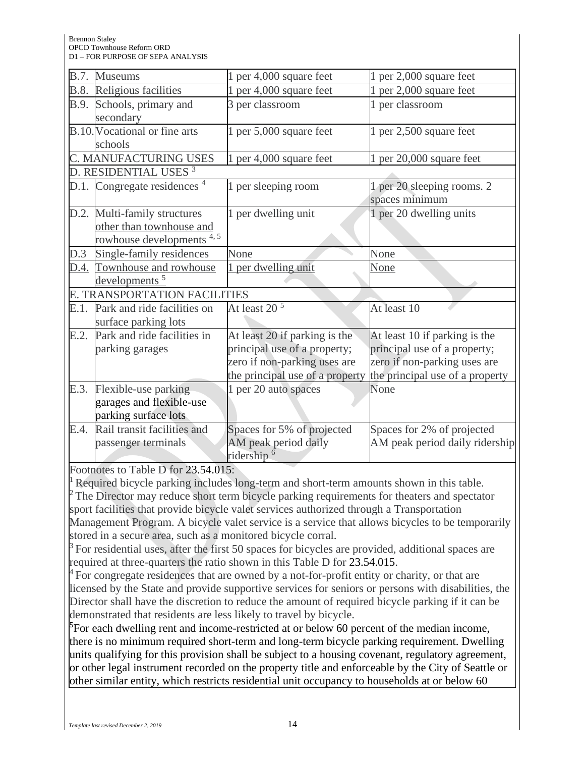| | | | |
|---|---|---|---|
| B.7. | Museums | 1 per 4,000 square feet | 1 per 2,000 square feet |
| B.8. | Religious facilities | 1 per 4,000 square feet | 1 per 2,000 square feet |
| B.9. | Schools, primary and secondary | 3 per classroom | 1 per classroom |
| B.10. | Vocational or fine arts schools | 1 per 5,000 square feet | 1 per 2,500 square feet |
| C. MANUFACTURING USES | | 1 per 4,000 square feet | 1 per 20,000 square feet |
| D. RESIDENTIAL USES [3] | | | |
| D.1. | Congregate residences [4] | 1 per sleeping room | 1 per 20 sleeping rooms. 2 spaces minimum |
| D.2. | Multi-family structures other than townhouse and rowhouse developments [4, 5] | 1 per dwelling unit | 1 per 20 dwelling units |
| D.3 | Single-family residences | None | None |
| D.4. | Townhouse and rowhouse developments [5] | 1 per dwelling unit | None |
| E. TRANSPORTATION FACILITIES | | | |
| E.1. | Park and ride facilities on surface parking lots | At least 20 [5] | At least 10 |
| E.2. | Park and ride facilities in parking garages | At least 20 if parking is the principal use of a property; zero if non-parking uses are the principal use of a property | At least 10 if parking is the principal use of a property; zero if non-parking uses are the principal use of a property |
| E.3. | Flexible-use parking garages and flexible-use parking surface lots | 1 per 20 auto spaces | None |
| E.4. | Rail transit facilities and passenger terminals | Spaces for 5% of projected AM peak period daily ridership [6] | Spaces for 2% of projected AM peak period daily ridership |

Footnotes to Table D for 23.54.015:

[1] Required bicycle parking includes long-term and short-term amounts shown in this table.

[2] The Director may reduce short term bicycle parking requirements for theaters and spectator sport facilities that provide bicycle valet services authorized through a Transportation Management Program. A bicycle valet service is a service that allows bicycles to be temporarily stored in a secure area, such as a monitored bicycle corral.

[3] For residential uses, after the first 50 spaces for bicycles are provided, additional spaces are required at three-quarters the ratio shown in this Table D for 23.54.015.

[4] For congregate residences that are owned by a not-for-profit entity or charity, or that are licensed by the State and provide supportive services for seniors or persons with disabilities, the Director shall have the discretion to reduce the amount of required bicycle parking if it can be demonstrated that residents are less likely to travel by bicycle.

[5] For each dwelling rent and income-restricted at or below 60 percent of the median income, there is no minimum required short-term and long-term bicycle parking requirement. Dwelling units qualifying for this provision shall be subject to a housing covenant, regulatory agreement, or other legal instrument recorded on the property title and enforceable by the City of Seattle or other similar entity, which restricts residential unit occupancy to households at or below 60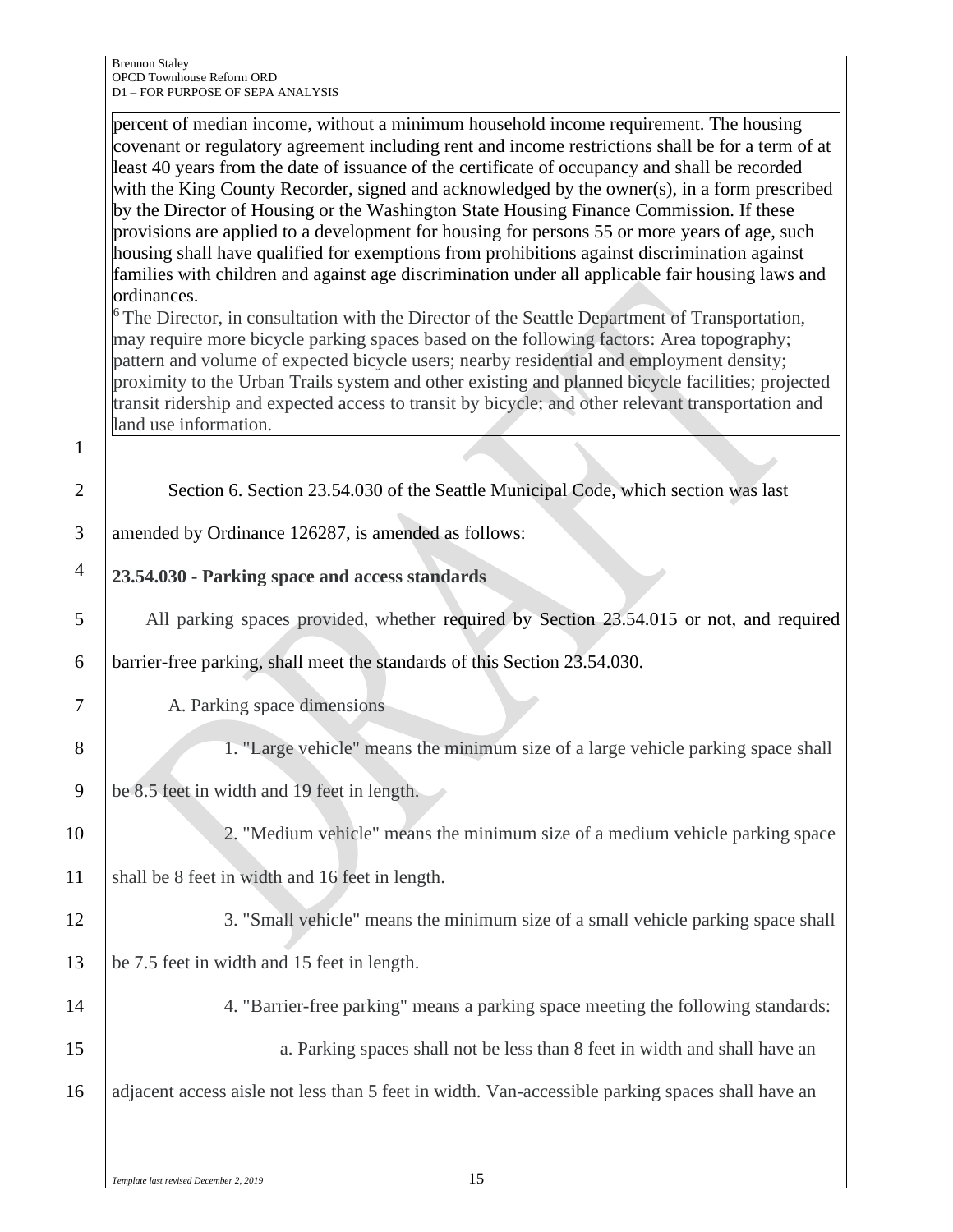percent of median income, without a minimum household income requirement. The housing covenant or regulatory agreement including rent and income restrictions shall be for a term of at least 40 years from the date of issuance of the certificate of occupancy and shall be recorded with the King County Recorder, signed and acknowledged by the owner(s), in a form prescribed by the Director of Housing or the Washington State Housing Finance Commission. If these provisions are applied to a development for housing for persons 55 or more years of age, such housing shall have qualified for exemptions from prohibitions against discrimination against families with children and against age discrimination under all applicable fair housing laws and ordinances.

[6] The Director, in consultation with the Director of the Seattle Department of Transportation, may require more bicycle parking spaces based on the following factors: Area topography; pattern and volume of expected bicycle users; nearby residential and employment density; proximity to the Urban Trails system and other existing and planned bicycle facilities; projected transit ridership and expected access to transit by bicycle; and other relevant transportation and land use information.

Section 6. Section 23.54.030 of the Seattle Municipal Code, which section was last amended by Ordinance 126287, is amended as follows:

**23.54.030 - Parking space and access standards**

All parking spaces provided, whether required by Section 23.54.015 or not, and required barrier-free parking, shall meet the standards of this Section 23.54.030.

A. Parking space dimensions

1. "Large vehicle" means the minimum size of a large vehicle parking space shall be 8.5 feet in width and 19 feet in length.

2. "Medium vehicle" means the minimum size of a medium vehicle parking space shall be 8 feet in width and 16 feet in length.

3. "Small vehicle" means the minimum size of a small vehicle parking space shall be 7.5 feet in width and 15 feet in length.

4. "Barrier-free parking" means a parking space meeting the following standards:

a. Parking spaces shall not be less than 8 feet in width and shall have an adjacent access aisle not less than 5 feet in width. Van-accessible parking spaces shall have an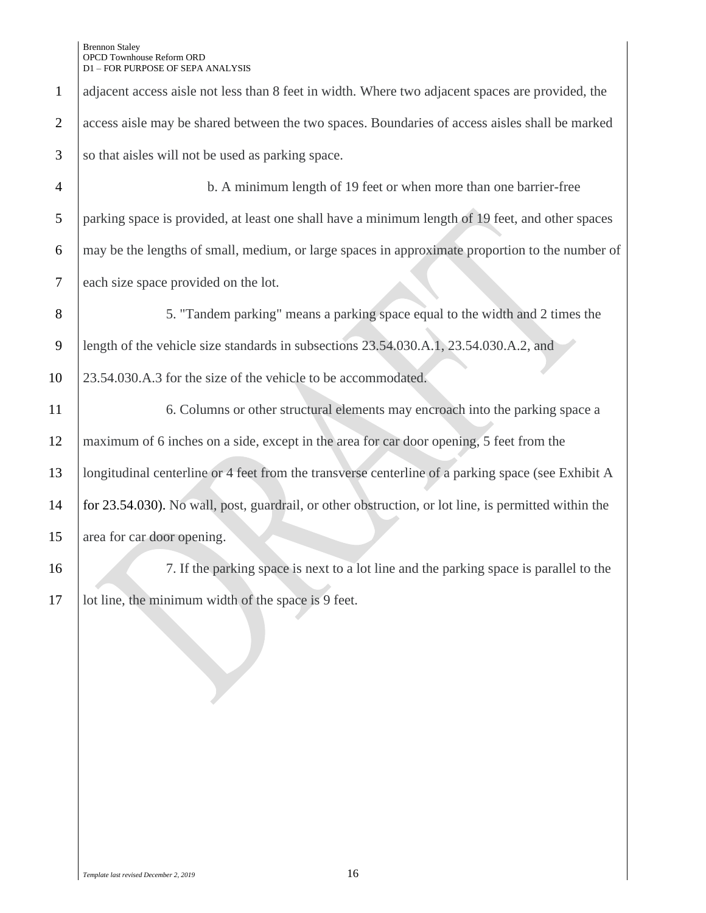adjacent access aisle not less than 8 feet in width. Where two adjacent spaces are provided, the access aisle may be shared between the two spaces. Boundaries of access aisles shall be marked so that aisles will not be used as parking space.

b. A minimum length of 19 feet or when more than one barrier-free parking space is provided, at least one shall have a minimum length of 19 feet, and other spaces may be the lengths of small, medium, or large spaces in approximate proportion to the number of each size space provided on the lot.

5. "Tandem parking" means a parking space equal to the width and 2 times the length of the vehicle size standards in subsections 23.54.030.A.1, 23.54.030.A.2, and 23.54.030.A.3 for the size of the vehicle to be accommodated.

6. Columns or other structural elements may encroach into the parking space a maximum of 6 inches on a side, except in the area for car door opening, 5 feet from the longitudinal centerline or 4 feet from the transverse centerline of a parking space (see Exhibit A for 23.54.030). No wall, post, guardrail, or other obstruction, or lot line, is permitted within the area for car door opening.

7. If the parking space is next to a lot line and the parking space is parallel to the lot line, the minimum width of the space is 9 feet.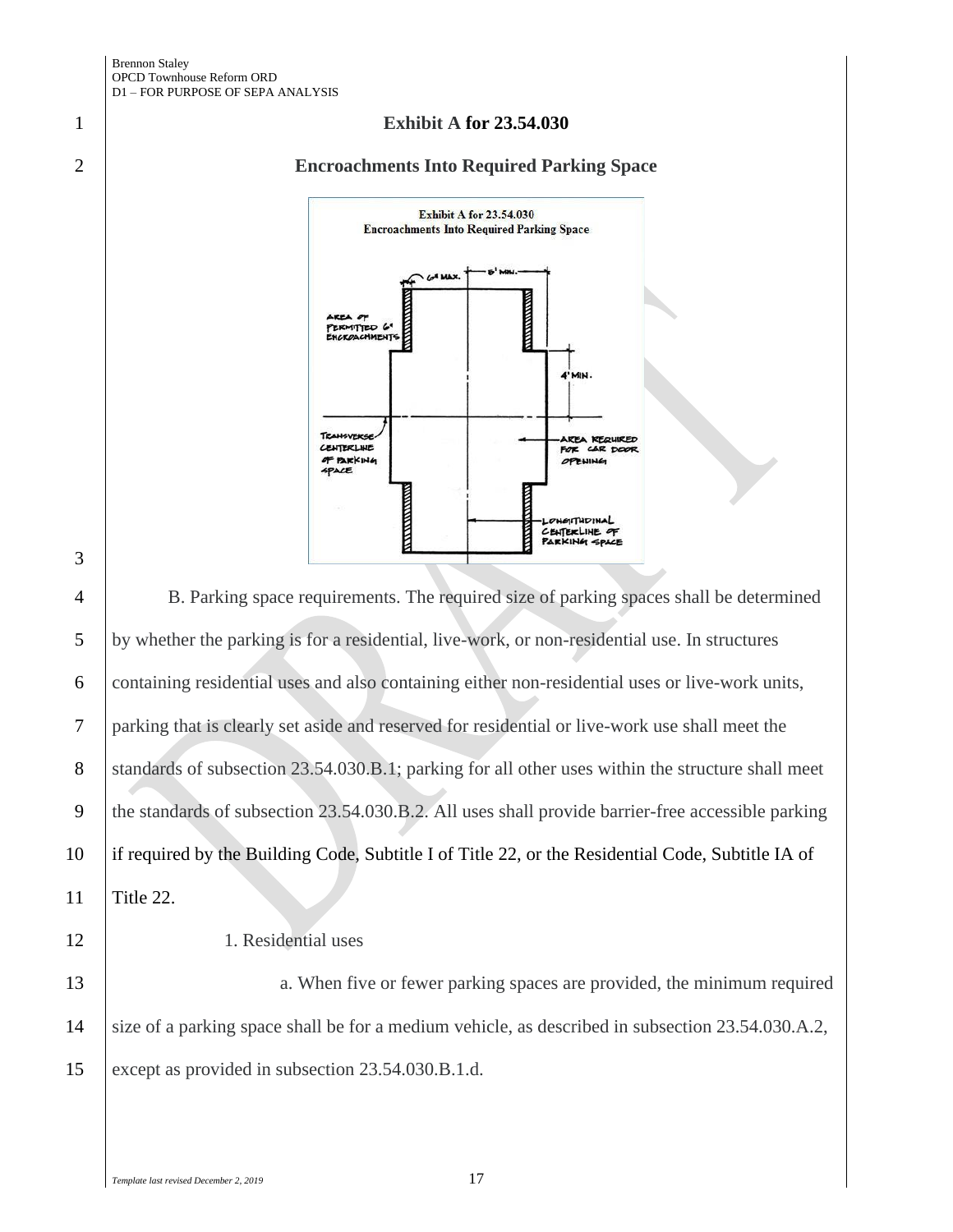**Exhibit A for 23.54.030**

**Encroachments Into Required Parking Space**

B. Parking space requirements. The required size of parking spaces shall be determined by whether the parking is for a residential, live-work, or non-residential use. In structures containing residential uses and also containing either non-residential uses or live-work units, parking that is clearly set aside and reserved for residential or live-work use shall meet the standards of subsection 23.54.030.B.1; parking for all other uses within the structure shall meet the standards of subsection 23.54.030.B.2. All uses shall provide barrier-free accessible parking if required by the Building Code, Subtitle I of Title 22, or the Residential Code, Subtitle IA of Title 22.

1. Residential uses

a. When five or fewer parking spaces are provided, the minimum required size of a parking space shall be for a medium vehicle, as described in subsection 23.54.030.A.2, except as provided in subsection 23.54.030.B.1.d.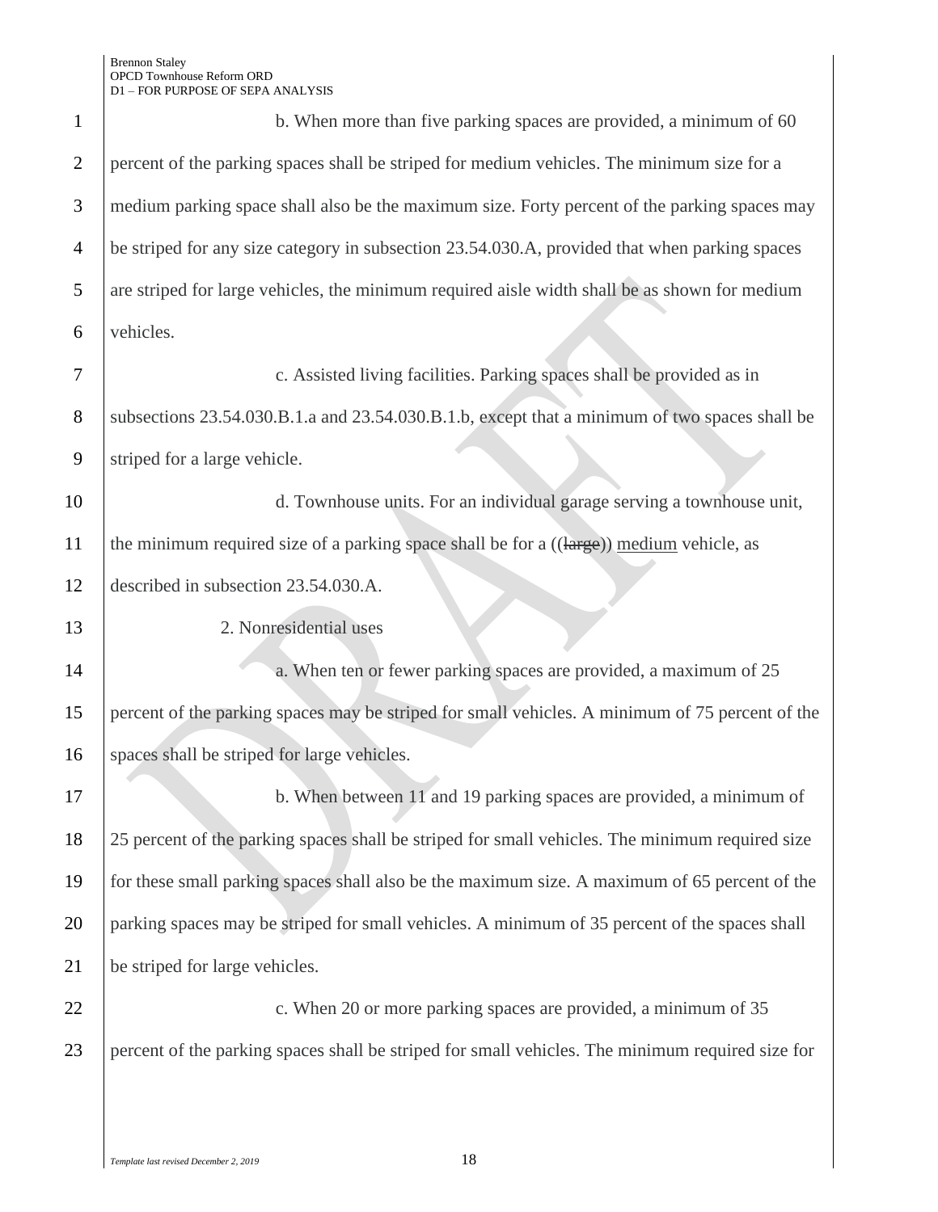b. When more than five parking spaces are provided, a minimum of 60 percent of the parking spaces shall be striped for medium vehicles. The minimum size for a medium parking space shall also be the maximum size. Forty percent of the parking spaces may be striped for any size category in subsection 23.54.030.A, provided that when parking spaces are striped for large vehicles, the minimum required aisle width shall be as shown for medium vehicles.

c. Assisted living facilities. Parking spaces shall be provided as in subsections 23.54.030.B.1.a and 23.54.030.B.1.b, except that a minimum of two spaces shall be striped for a large vehicle.

d. Townhouse units. For an individual garage serving a townhouse unit, the minimum required size of a parking space shall be for a ((~~large~~)) <u>medium</u> vehicle, as described in subsection 23.54.030.A.

2. Nonresidential uses

a. When ten or fewer parking spaces are provided, a maximum of 25 percent of the parking spaces may be striped for small vehicles. A minimum of 75 percent of the spaces shall be striped for large vehicles.

b. When between 11 and 19 parking spaces are provided, a minimum of 25 percent of the parking spaces shall be striped for small vehicles. The minimum required size for these small parking spaces shall also be the maximum size. A maximum of 65 percent of the parking spaces may be striped for small vehicles. A minimum of 35 percent of the spaces shall be striped for large vehicles.

c. When 20 or more parking spaces are provided, a minimum of 35 percent of the parking spaces shall be striped for small vehicles. The minimum required size for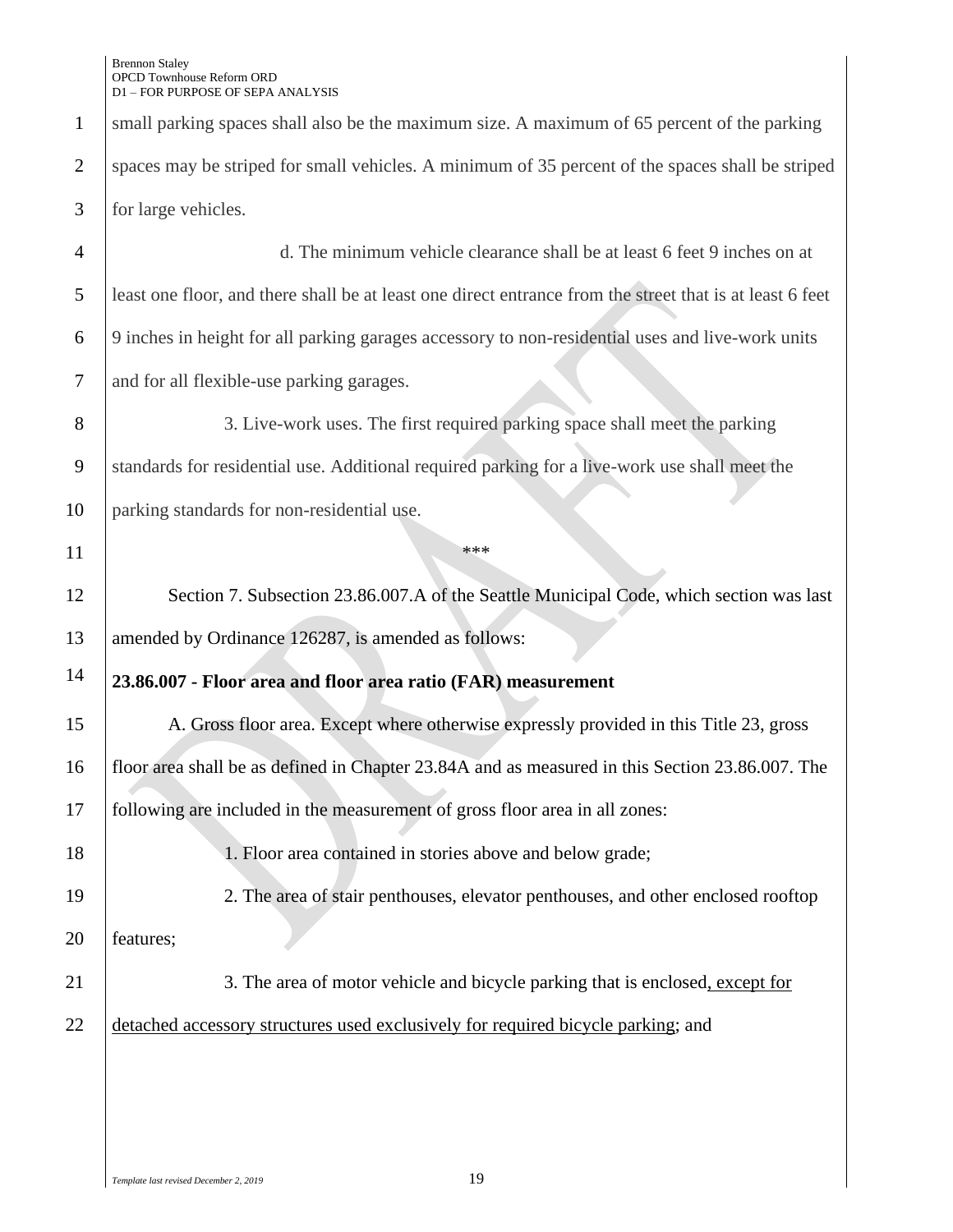small parking spaces shall also be the maximum size. A maximum of 65 percent of the parking spaces may be striped for small vehicles. A minimum of 35 percent of the spaces shall be striped for large vehicles.

d. The minimum vehicle clearance shall be at least 6 feet 9 inches on at least one floor, and there shall be at least one direct entrance from the street that is at least 6 feet 9 inches in height for all parking garages accessory to non-residential uses and live-work units and for all flexible-use parking garages.

3. Live-work uses. The first required parking space shall meet the parking standards for residential use. Additional required parking for a live-work use shall meet the parking standards for non-residential use.

\*\*\*

Section 7. Subsection 23.86.007.A of the Seattle Municipal Code, which section was last amended by Ordinance 126287, is amended as follows:

**23.86.007 - Floor area and floor area ratio (FAR) measurement**

A. Gross floor area. Except where otherwise expressly provided in this Title 23, gross floor area shall be as defined in Chapter 23.84A and as measured in this Section 23.86.007. The following are included in the measurement of gross floor area in all zones:

1. Floor area contained in stories above and below grade;

2. The area of stair penthouses, elevator penthouses, and other enclosed rooftop features;

3. The area of motor vehicle and bicycle parking that is enclosed<u>, except for detached accessory structures used exclusively for required bicycle parking</u>; and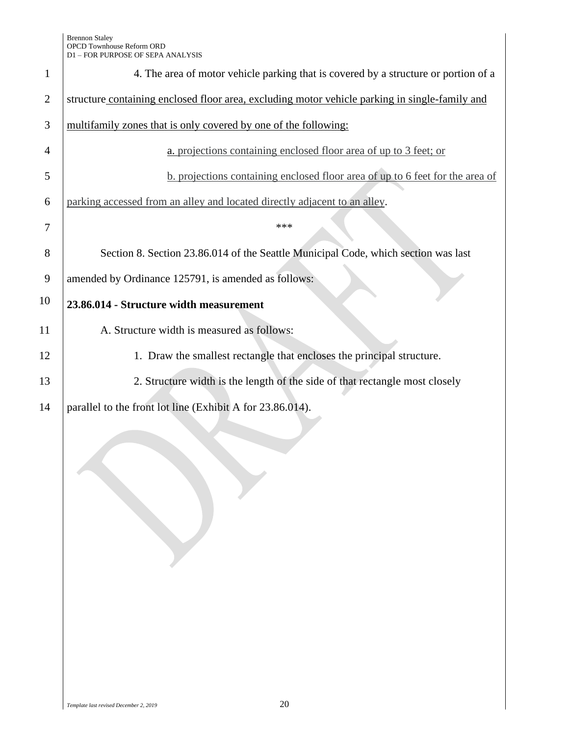4. The area of motor vehicle parking that is covered by a structure or portion of a structure containing enclosed floor area, excluding motor vehicle parking in single-family and multifamily zones that is only covered by one of the following:

a. projections containing enclosed floor area of up to 3 feet; or

b. projections containing enclosed floor area of up to 6 feet for the area of parking accessed from an alley and located directly adjacent to an alley.

***

Section 8. Section 23.86.014 of the Seattle Municipal Code, which section was last amended by Ordinance 125791, is amended as follows:

**23.86.014 - Structure width measurement**

A. Structure width is measured as follows:

1. Draw the smallest rectangle that encloses the principal structure.

2. Structure width is the length of the side of that rectangle most closely parallel to the front lot line (Exhibit A for 23.86.014).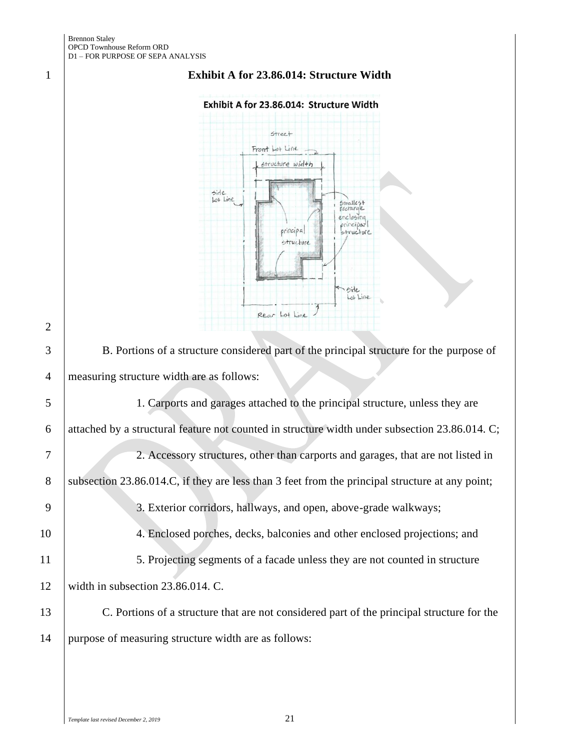**Exhibit A for 23.86.014: Structure Width**

B. Portions of a structure considered part of the principal structure for the purpose of measuring structure width are as follows:

1. Carports and garages attached to the principal structure, unless they are attached by a structural feature not counted in structure width under subsection 23.86.014. C;

2. Accessory structures, other than carports and garages, that are not listed in subsection 23.86.014.C, if they are less than 3 feet from the principal structure at any point;

3. Exterior corridors, hallways, and open, above-grade walkways;

4. Enclosed porches, decks, balconies and other enclosed projections; and

5. Projecting segments of a facade unless they are not counted in structure width in subsection 23.86.014. C.

C. Portions of a structure that are not considered part of the principal structure for the purpose of measuring structure width are as follows: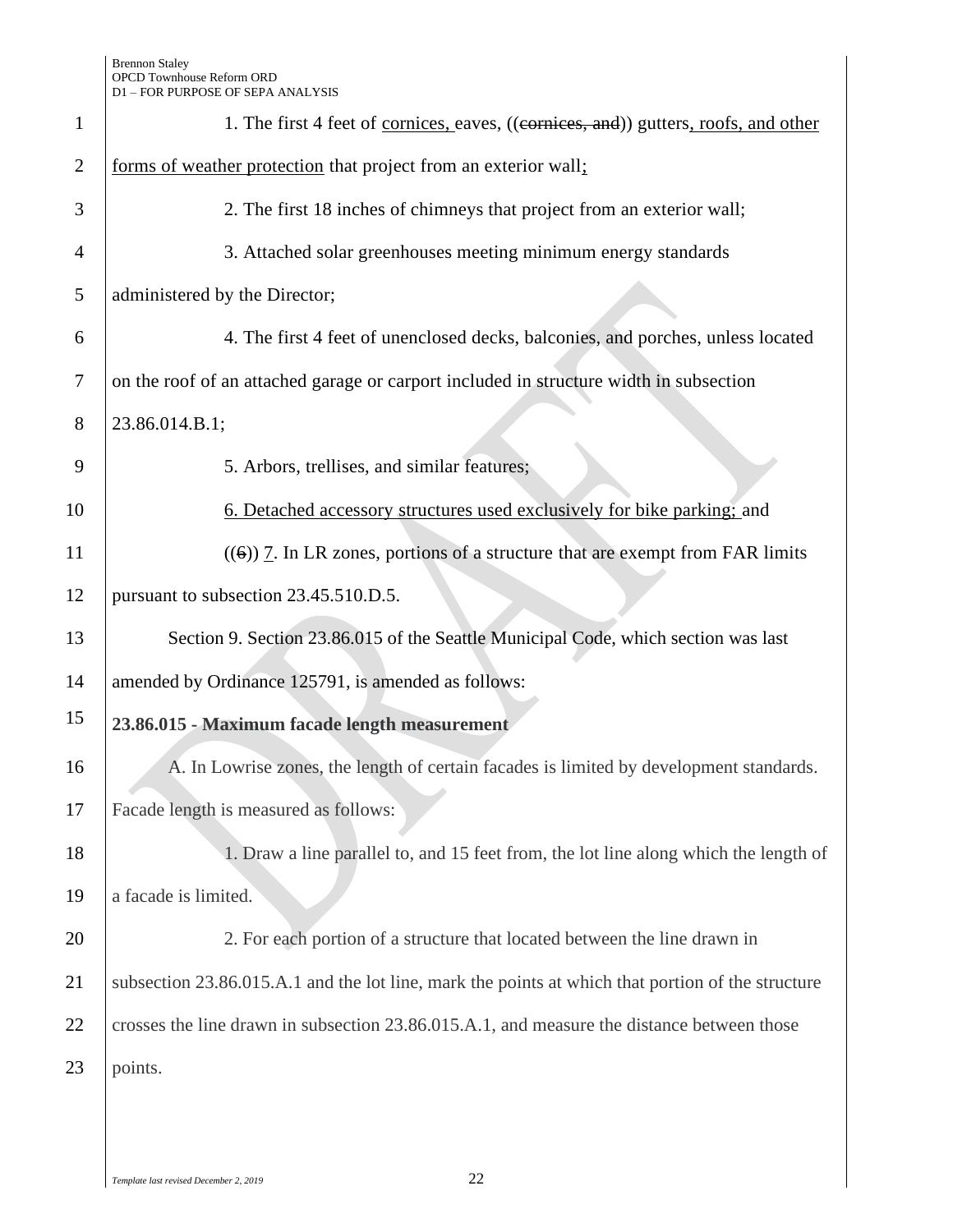1. The first 4 feet of cornices, eaves, ((~~cornices, and~~)) gutters, roofs, and other forms of weather protection that project from an exterior wall;

2. The first 18 inches of chimneys that project from an exterior wall;

3. Attached solar greenhouses meeting minimum energy standards administered by the Director;

4. The first 4 feet of unenclosed decks, balconies, and porches, unless located on the roof of an attached garage or carport included in structure width in subsection 23.86.014.B.1;

5. Arbors, trellises, and similar features;

6. Detached accessory structures used exclusively for bike parking; and

((~~6~~)) 7. In LR zones, portions of a structure that are exempt from FAR limits pursuant to subsection 23.45.510.D.5.

Section 9. Section 23.86.015 of the Seattle Municipal Code, which section was last amended by Ordinance 125791, is amended as follows:

**23.86.015 - Maximum facade length measurement**

A. In Lowrise zones, the length of certain facades is limited by development standards. Facade length is measured as follows:

1. Draw a line parallel to, and 15 feet from, the lot line along which the length of a facade is limited.

2. For each portion of a structure that located between the line drawn in subsection 23.86.015.A.1 and the lot line, mark the points at which that portion of the structure crosses the line drawn in subsection 23.86.015.A.1, and measure the distance between those points.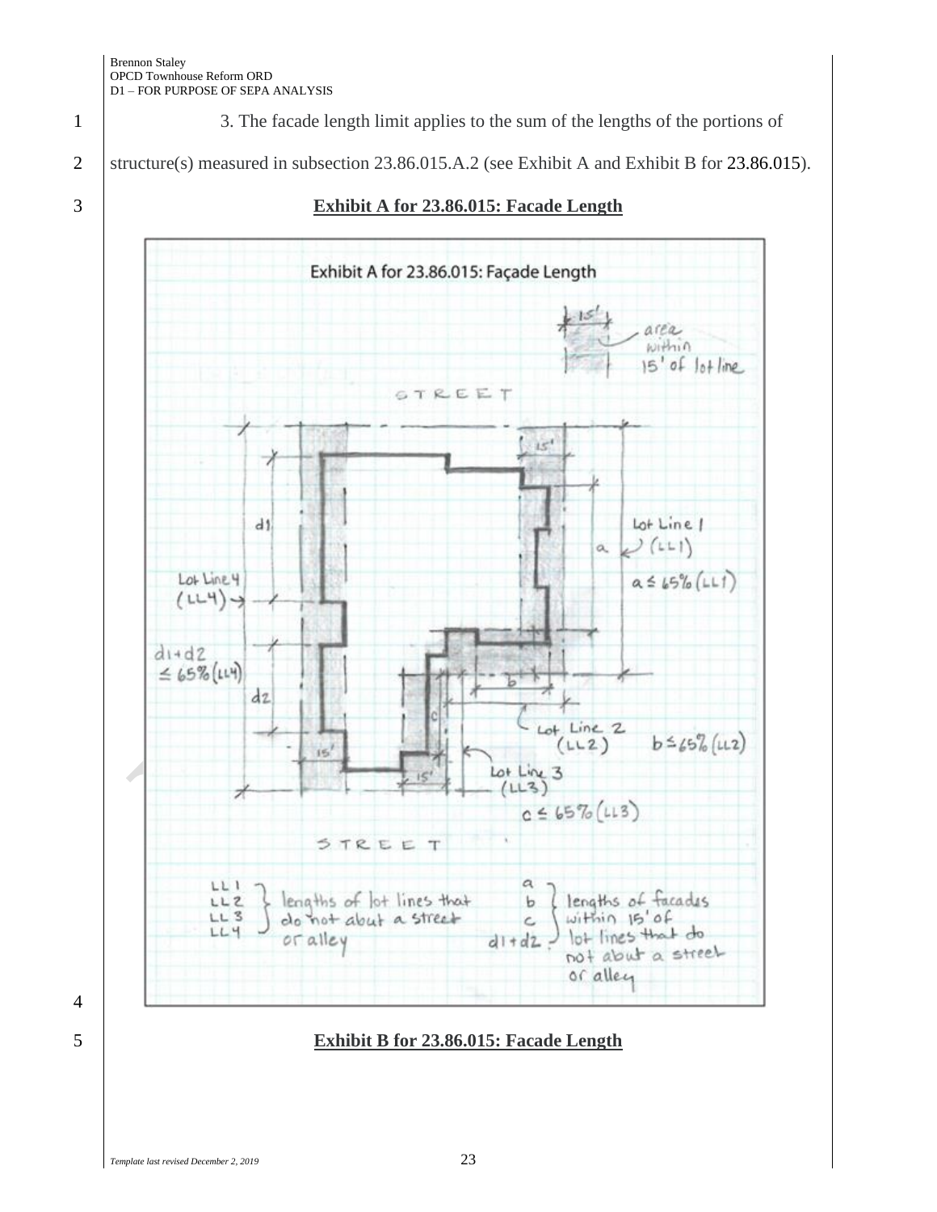3. The facade length limit applies to the sum of the lengths of the portions of structure(s) measured in subsection 23.86.015.A.2 (see Exhibit A and Exhibit B for 23.86.015).

**Exhibit A for 23.86.015: Facade Length**

**Exhibit B for 23.86.015: Facade Length**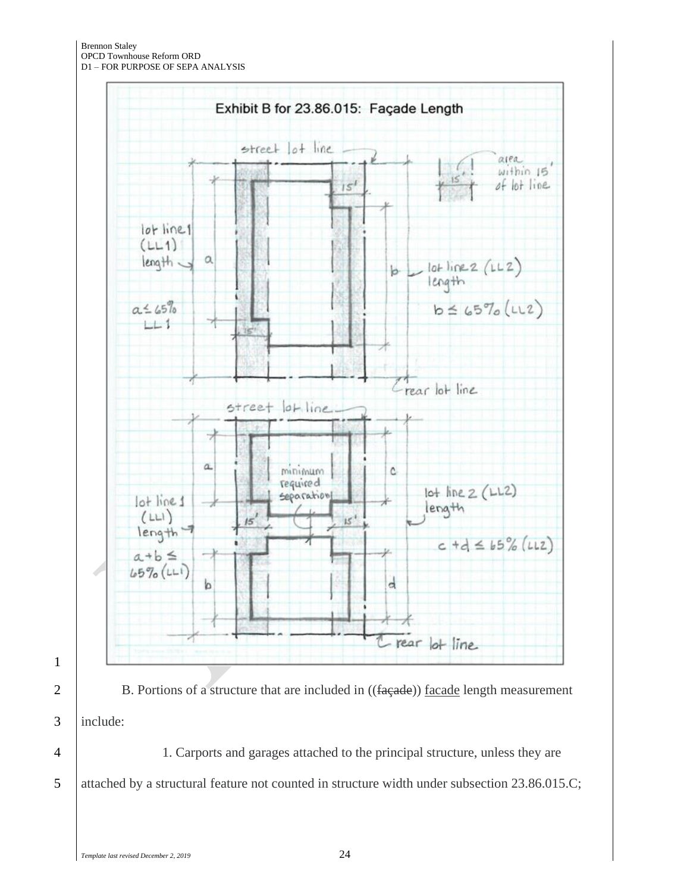Exhibit B for 23.86.015: Façade Length

B. Portions of a structure that are included in ((~~façade~~)) <u>facade</u> length measurement include:

1. Carports and garages attached to the principal structure, unless they are attached by a structural feature not counted in structure width under subsection 23.86.015.C;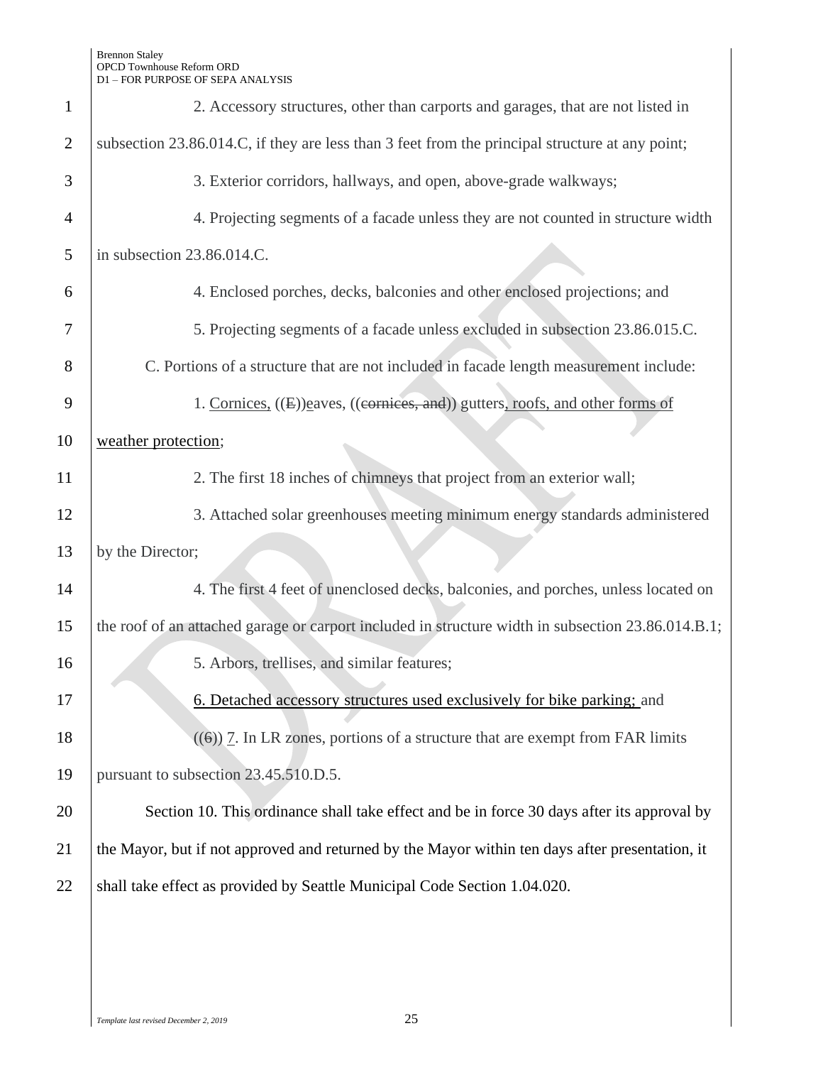2. Accessory structures, other than carports and garages, that are not listed in subsection 23.86.014.C, if they are less than 3 feet from the principal structure at any point;

3. Exterior corridors, hallways, and open, above-grade walkways;

4. Projecting segments of a facade unless they are not counted in structure width in subsection 23.86.014.C.

4. Enclosed porches, decks, balconies and other enclosed projections; and

5. Projecting segments of a facade unless excluded in subsection 23.86.015.C.

C. Portions of a structure that are not included in facade length measurement include:

1. Cornices, ((E))eaves, ((cornices, and)) gutters, roofs, and other forms of weather protection;

2. The first 18 inches of chimneys that project from an exterior wall;

3. Attached solar greenhouses meeting minimum energy standards administered by the Director;

4. The first 4 feet of unenclosed decks, balconies, and porches, unless located on the roof of an attached garage or carport included in structure width in subsection 23.86.014.B.1;

5. Arbors, trellises, and similar features;

6. Detached accessory structures used exclusively for bike parking; and

((6)) 7. In LR zones, portions of a structure that are exempt from FAR limits pursuant to subsection 23.45.510.D.5.

Section 10. This ordinance shall take effect and be in force 30 days after its approval by the Mayor, but if not approved and returned by the Mayor within ten days after presentation, it shall take effect as provided by Seattle Municipal Code Section 1.04.020.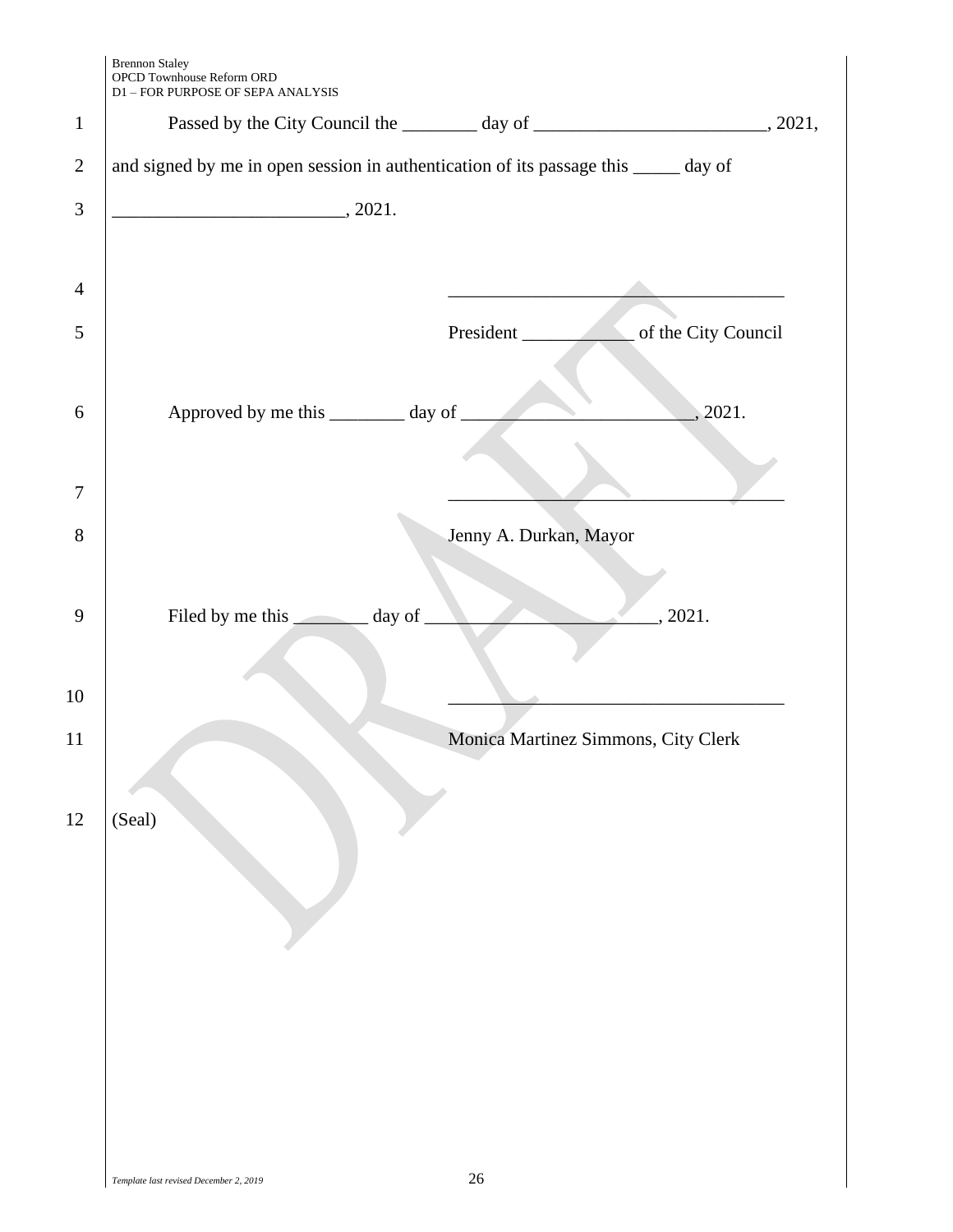Passed by the City Council the ________ day of _________________________, 2021, and signed by me in open session in authentication of its passage this _____ day of _________________________, 2021.

____________________________________

President ____________ of the City Council

Approved by me this ________ day of _________________________, 2021.

____________________________________

Jenny A. Durkan, Mayor

Filed by me this ________ day of _________________________, 2021.

____________________________________

Monica Martinez Simmons, City Clerk

(Seal)